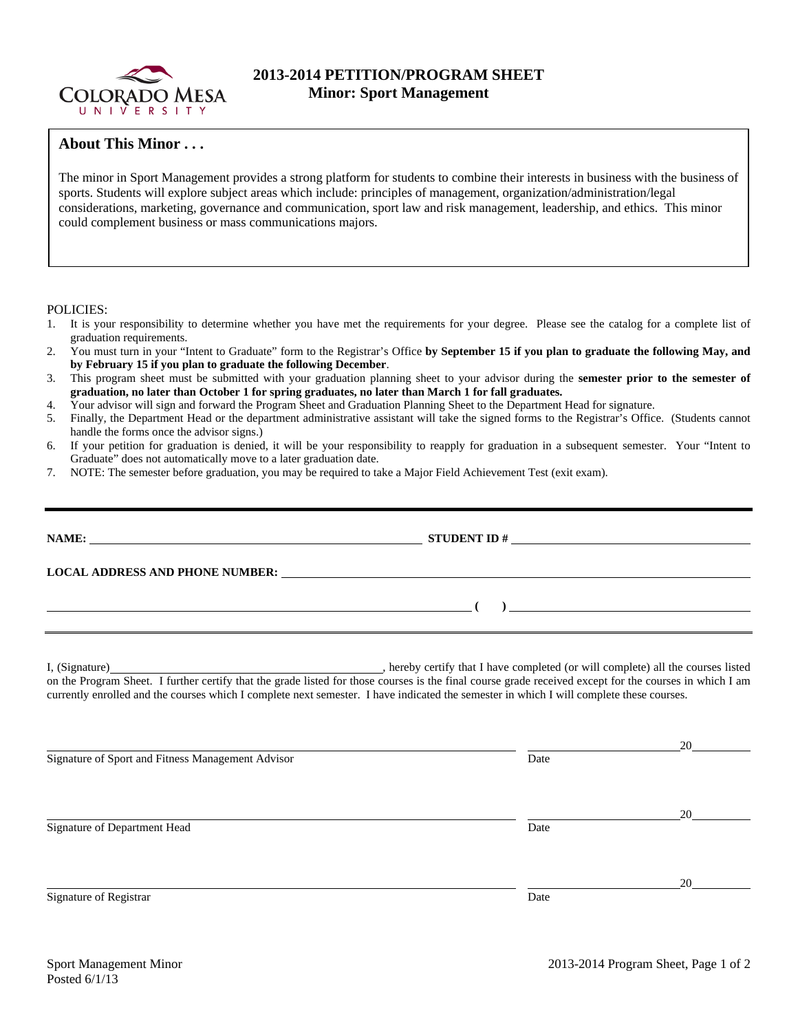# 2013-2014 PETITION/PROGRAM SHEET
## Minor: Sport Management

### About This Minor . . .

The minor in Sport Management provides a strong platform for students to combine their interests in business with the business of sports. Students will explore subject areas which include: principles of management, organization/administration/legal considerations, marketing, governance and communication, sport law and risk management, leadership, and ethics. This minor could complement business or mass communications majors.

POLICIES:

1. It is your responsibility to determine whether you have met the requirements for your degree. Please see the catalog for a complete list of graduation requirements.
2. You must turn in your "Intent to Graduate" form to the Registrar's Office **by September 15 if you plan to graduate the following May, and by February 15 if you plan to graduate the following December**.
3. This program sheet must be submitted with your graduation planning sheet to your advisor during the **semester prior to the semester of graduation, no later than October 1 for spring graduates, no later than March 1 for fall graduates.**
4. Your advisor will sign and forward the Program Sheet and Graduation Planning Sheet to the Department Head for signature.
5. Finally, the Department Head or the department administrative assistant will take the signed forms to the Registrar's Office. (Students cannot handle the forms once the advisor signs.)
6. If your petition for graduation is denied, it will be your responsibility to reapply for graduation in a subsequent semester. Your "Intent to Graduate" does not automatically move to a later graduation date.
7. NOTE: The semester before graduation, you may be required to take a Major Field Achievement Test (exit exam).

---

**NAME:** ______________________________ **STUDENT ID #** ______________________________

**LOCAL ADDRESS AND PHONE NUMBER:** ______________________________

______________________________ **( )** ______________________________

---

I, (Signature)______________________________, hereby certify that I have completed (or will complete) all the courses listed on the Program Sheet. I further certify that the grade listed for those courses is the final course grade received except for the courses in which I am currently enrolled and the courses which I complete next semester. I have indicated the semester in which I will complete these courses.

______________________________ ______________________________20________
Signature of Sport and Fitness Management Advisor Date

______________________________ ______________________________20________
Signature of Department Head Date

______________________________ ______________________________20________
Signature of Registrar Date

Sport Management Minor
Posted 6/1/13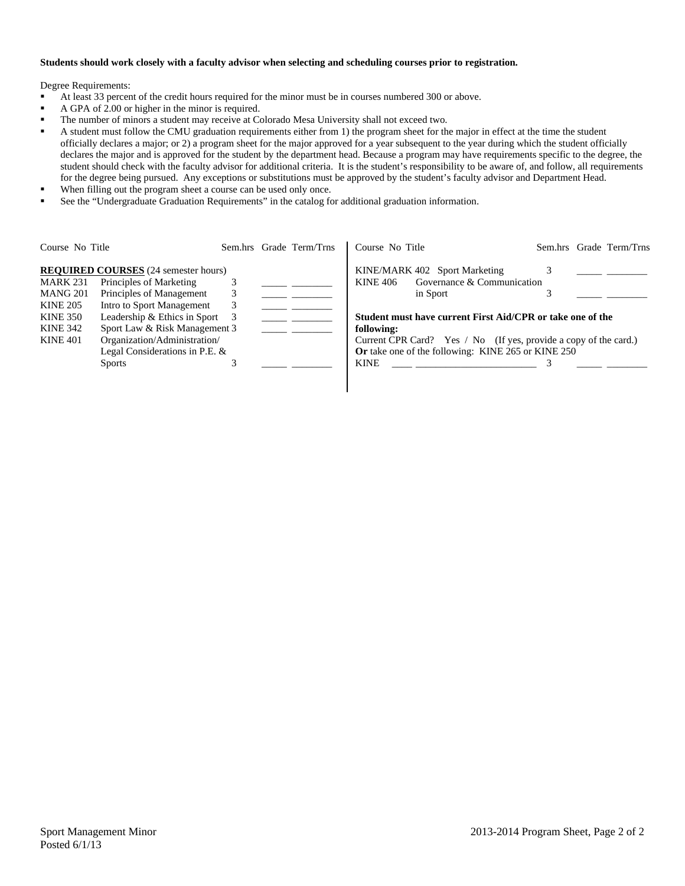**Students should work closely with a faculty advisor when selecting and scheduling courses prior to registration.**

Degree Requirements:

- At least 33 percent of the credit hours required for the minor must be in courses numbered 300 or above.
- A GPA of 2.00 or higher in the minor is required.
- The number of minors a student may receive at Colorado Mesa University shall not exceed two.
- A student must follow the CMU graduation requirements either from 1) the program sheet for the major in effect at the time the student officially declares a major; or 2) a program sheet for the major approved for a year subsequent to the year during which the student officially declares the major and is approved for the student by the department head. Because a program may have requirements specific to the degree, the student should check with the faculty advisor for additional criteria. It is the student's responsibility to be aware of, and follow, all requirements for the degree being pursued. Any exceptions or substitutions must be approved by the student's faculty advisor and Department Head.
- When filling out the program sheet a course can be used only once.
- See the "Undergraduate Graduation Requirements" in the catalog for additional graduation information.

| Course No | Title | Sem.hrs | Grade | Term/Trns |
|---|---|---|---|---|
| **REQUIRED COURSES** (24 semester hours) | | | | |
| MARK 231 | Principles of Marketing | 3 | _____ | ________ |
| MANG 201 | Principles of Management | 3 | _____ | ________ |
| KINE 205 | Intro to Sport Management | 3 | _____ | ________ |
| KINE 350 | Leadership & Ethics in Sport | 3 | _____ | ________ |
| KINE 342 | Sport Law & Risk Management | 3 | _____ | ________ |
| KINE 401 | Organization/Administration/ Legal Considerations in P.E. & Sports | 3 | _____ | ________ |
| KINE/MARK 402 | Sport Marketing | 3 | _____ | ________ |
| KINE 406 | Governance & Communication in Sport | 3 | _____ | ________ |

**Student must have current First Aid/CPR or take one of the following:**

Current CPR Card? Yes / No (If yes, provide a copy of the card.)

**Or** take one of the following: KINE 265 or KINE 250

| Course No | Title | Sem.hrs | Grade | Term/Trns |
|---|---|---|---|---|
| KINE ____ | ________________________ | 3 | _____ | ________ |

Sport Management Minor
Posted 6/1/13